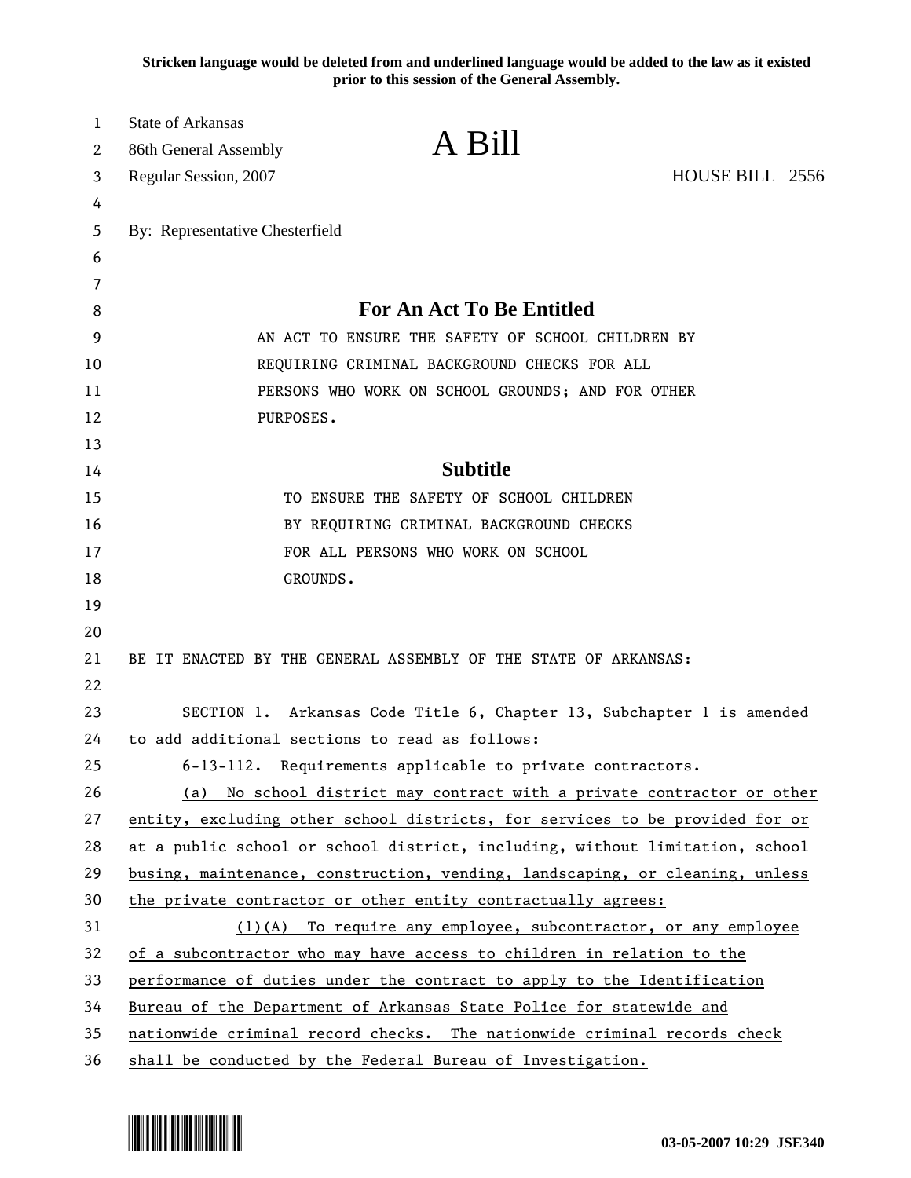**Stricken language would be deleted from and underlined language would be added to the law as it existed prior to this session of the General Assembly.**

State of Arkansas
86th General Assembly
Regular Session, 2007

# A Bill

HOUSE BILL 2556

By: Representative Chesterfield

## For An Act To Be Entitled

AN ACT TO ENSURE THE SAFETY OF SCHOOL CHILDREN BY REQUIRING CRIMINAL BACKGROUND CHECKS FOR ALL PERSONS WHO WORK ON SCHOOL GROUNDS; AND FOR OTHER PURPOSES.

## Subtitle

TO ENSURE THE SAFETY OF SCHOOL CHILDREN BY REQUIRING CRIMINAL BACKGROUND CHECKS FOR ALL PERSONS WHO WORK ON SCHOOL GROUNDS.

BE IT ENACTED BY THE GENERAL ASSEMBLY OF THE STATE OF ARKANSAS:

SECTION 1. Arkansas Code Title 6, Chapter 13, Subchapter 1 is amended to add additional sections to read as follows:

<u>6-13-112. Requirements applicable to private contractors.</u>

<u>(a) No school district may contract with a private contractor or other entity, excluding other school districts, for services to be provided for or at a public school or school district, including, without limitation, school busing, maintenance, construction, vending, landscaping, or cleaning, unless the private contractor or other entity contractually agrees:</u>

<u>(1)(A) To require any employee, subcontractor, or any employee of a subcontractor who may have access to children in relation to the performance of duties under the contract to apply to the Identification Bureau of the Department of Arkansas State Police for statewide and nationwide criminal record checks. The nationwide criminal records check shall be conducted by the Federal Bureau of Investigation.</u>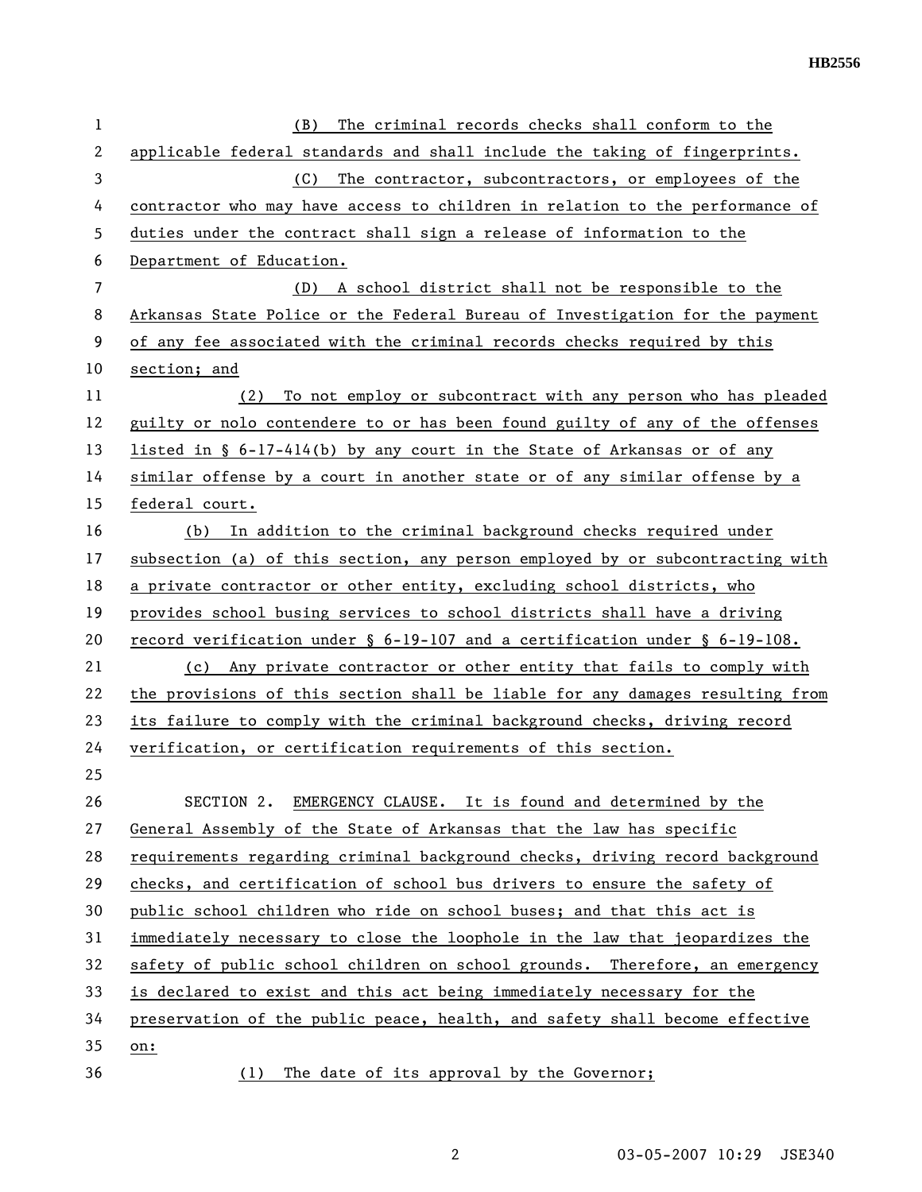(B) The criminal records checks shall conform to the applicable federal standards and shall include the taking of fingerprints.

(C) The contractor, subcontractors, or employees of the contractor who may have access to children in relation to the performance of duties under the contract shall sign a release of information to the Department of Education.

(D) A school district shall not be responsible to the Arkansas State Police or the Federal Bureau of Investigation for the payment of any fee associated with the criminal records checks required by this section; and

(2) To not employ or subcontract with any person who has pleaded guilty or nolo contendere to or has been found guilty of any of the offenses listed in § 6-17-414(b) by any court in the State of Arkansas or of any similar offense by a court in another state or of any similar offense by a federal court.

(b) In addition to the criminal background checks required under subsection (a) of this section, any person employed by or subcontracting with a private contractor or other entity, excluding school districts, who provides school busing services to school districts shall have a driving record verification under § 6-19-107 and a certification under § 6-19-108.

(c) Any private contractor or other entity that fails to comply with the provisions of this section shall be liable for any damages resulting from its failure to comply with the criminal background checks, driving record verification, or certification requirements of this section.

SECTION 2. EMERGENCY CLAUSE. It is found and determined by the General Assembly of the State of Arkansas that the law has specific requirements regarding criminal background checks, driving record background checks, and certification of school bus drivers to ensure the safety of public school children who ride on school buses; and that this act is immediately necessary to close the loophole in the law that jeopardizes the safety of public school children on school grounds. Therefore, an emergency is declared to exist and this act being immediately necessary for the preservation of the public peace, health, and safety shall become effective on:

(1) The date of its approval by the Governor;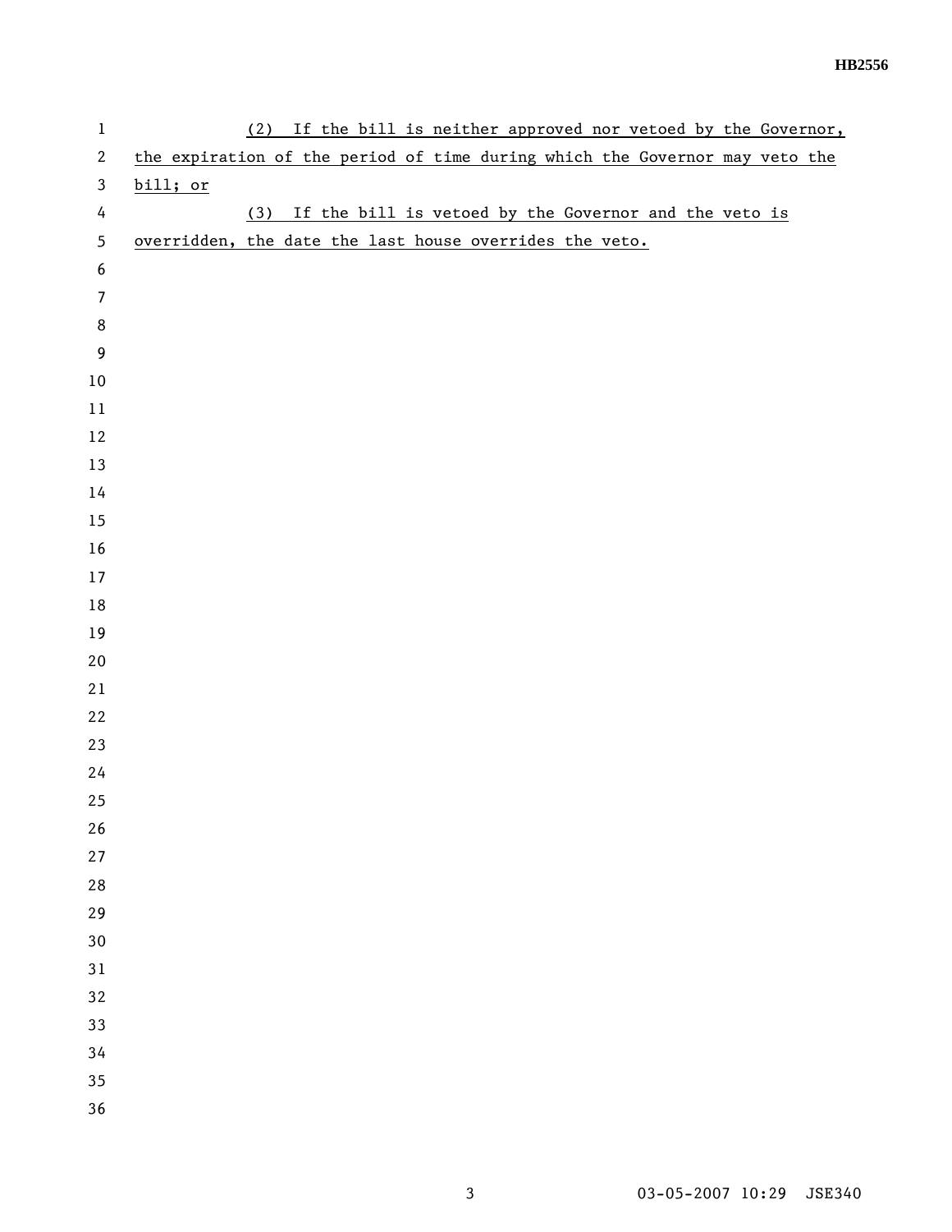(2) If the bill is neither approved nor vetoed by the Governor, the expiration of the period of time during which the Governor may veto the bill; or

(3) If the bill is vetoed by the Governor and the veto is overridden, the date the last house overrides the veto.